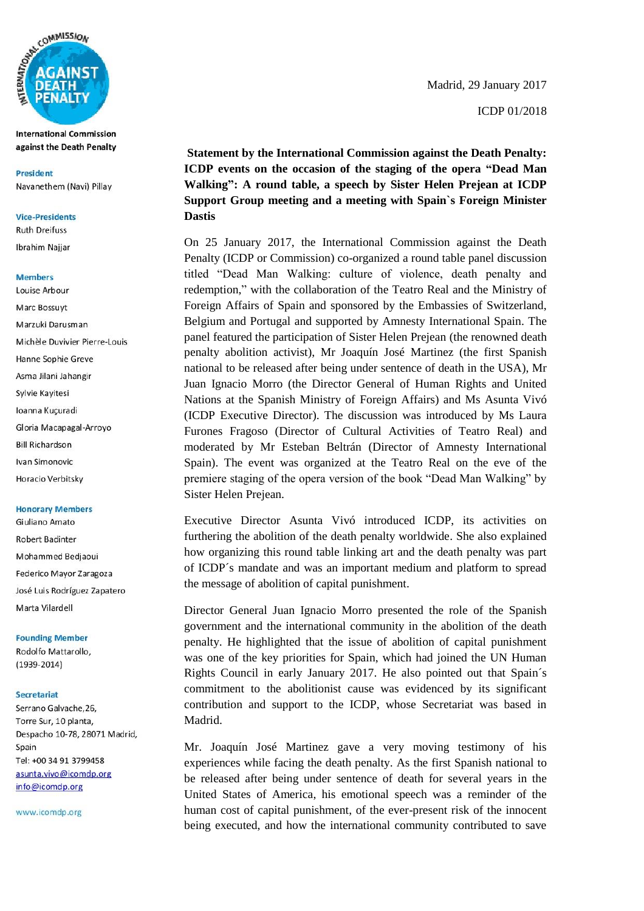International Commission against the Death Penalty

**President**
Navanethem (Navi) Pillay

**Vice-Presidents**
Ruth Dreifuss
Ibrahim Najjar

**Members**
Louise Arbour
Marc Bossuyt
Marzuki Darusman
Michèle Duvivier Pierre-Louis
Hanne Sophie Greve
Asma Jilani Jahangir
Sylvie Kayitesi
Ioanna Kuçuradi
Gloria Macapagal-Arroyo
Bill Richardson
Ivan Simonovic
Horacio Verbitsky

**Honorary Members**
Giuliano Amato
Robert Badinter
Mohammed Bedjaoui
Federico Mayor Zaragoza
José Luis Rodríguez Zapatero
Marta Vilardell

**Founding Member**
Rodolfo Mattarollo,
(1939-2014)

**Secretariat**
Serrano Galvache,26,
Torre Sur, 10 planta,
Despacho 10-78, 28071 Madrid,
Spain
Tel: +00 34 91 3799458
asunta.vivo@icomdp.org
info@icomdp.org

www.icomdp.org

Madrid, 29 January 2017

ICDP 01/2018

**Statement by the International Commission against the Death Penalty: ICDP events on the occasion of the staging of the opera "Dead Man Walking": A round table, a speech by Sister Helen Prejean at ICDP Support Group meeting and a meeting with Spain`s Foreign Minister Dastis**

On 25 January 2017, the International Commission against the Death Penalty (ICDP or Commission) co-organized a round table panel discussion titled "Dead Man Walking: culture of violence, death penalty and redemption," with the collaboration of the Teatro Real and the Ministry of Foreign Affairs of Spain and sponsored by the Embassies of Switzerland, Belgium and Portugal and supported by Amnesty International Spain. The panel featured the participation of Sister Helen Prejean (the renowned death penalty abolition activist), Mr Joaquín José Martinez (the first Spanish national to be released after being under sentence of death in the USA), Mr Juan Ignacio Morro (the Director General of Human Rights and United Nations at the Spanish Ministry of Foreign Affairs) and Ms Asunta Vivó (ICDP Executive Director). The discussion was introduced by Ms Laura Furones Fragoso (Director of Cultural Activities of Teatro Real) and moderated by Mr Esteban Beltrán (Director of Amnesty International Spain). The event was organized at the Teatro Real on the eve of the premiere staging of the opera version of the book "Dead Man Walking" by Sister Helen Prejean.

Executive Director Asunta Vivó introduced ICDP, its activities on furthering the abolition of the death penalty worldwide. She also explained how organizing this round table linking art and the death penalty was part of ICDP´s mandate and was an important medium and platform to spread the message of abolition of capital punishment.

Director General Juan Ignacio Morro presented the role of the Spanish government and the international community in the abolition of the death penalty. He highlighted that the issue of abolition of capital punishment was one of the key priorities for Spain, which had joined the UN Human Rights Council in early January 2017. He also pointed out that Spain´s commitment to the abolitionist cause was evidenced by its significant contribution and support to the ICDP, whose Secretariat was based in Madrid.

Mr. Joaquín José Martinez gave a very moving testimony of his experiences while facing the death penalty. As the first Spanish national to be released after being under sentence of death for several years in the United States of America, his emotional speech was a reminder of the human cost of capital punishment, of the ever-present risk of the innocent being executed, and how the international community contributed to save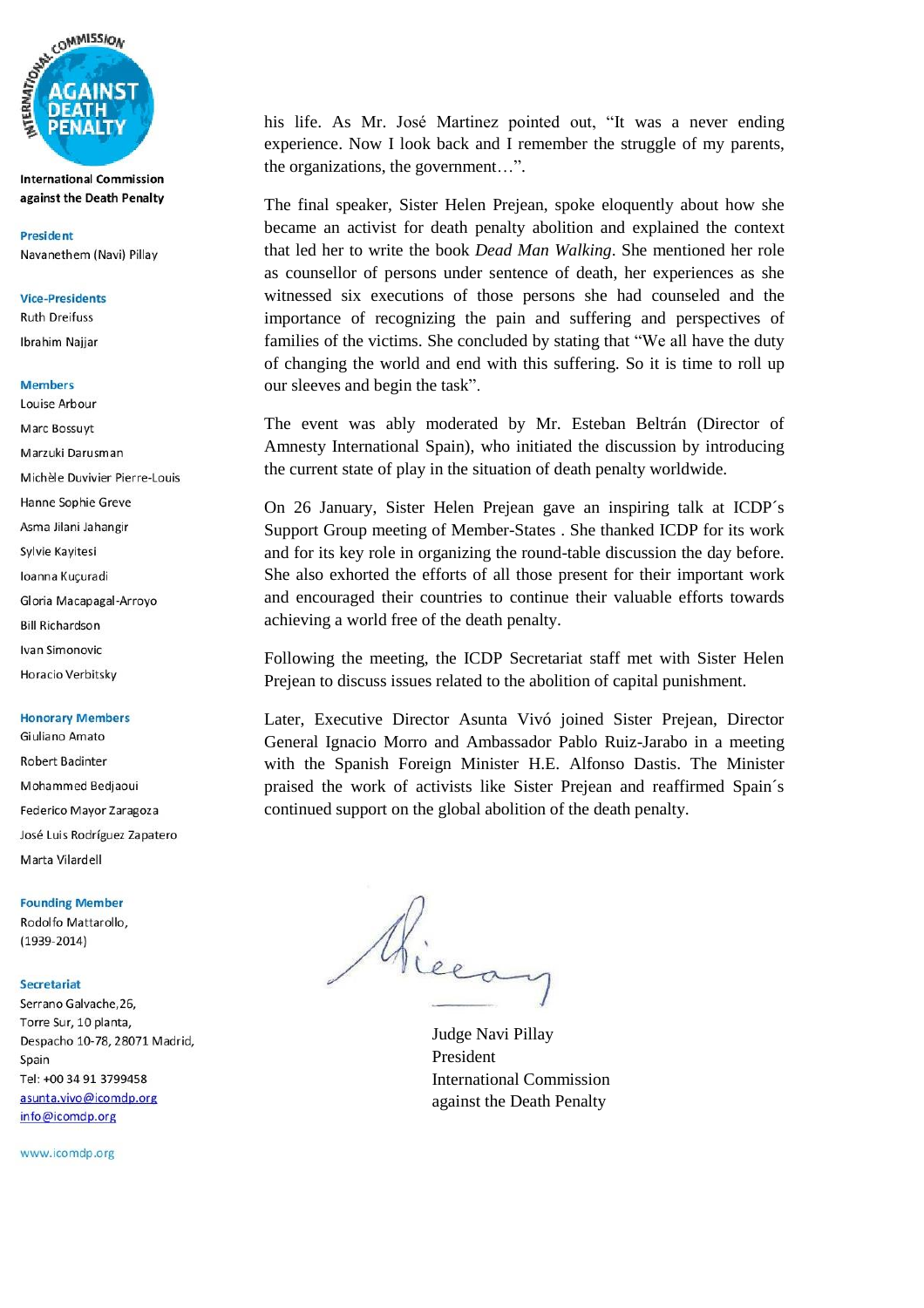International Commission against the Death Penalty

**President**
Navanethem (Navi) Pillay

**Vice-Presidents**
Ruth Dreifuss
Ibrahim Najjar

**Members**
Louise Arbour
Marc Bossuyt
Marzuki Darusman
Michèle Duvivier Pierre-Louis
Hanne Sophie Greve
Asma Jilani Jahangir
Sylvie Kayitesi
Ioanna Kuçuradi
Gloria Macapagal-Arroyo
Bill Richardson
Ivan Simonovic
Horacio Verbitsky

**Honorary Members**
Giuliano Amato
Robert Badinter
Mohammed Bedjaoui
Federico Mayor Zaragoza
José Luis Rodríguez Zapatero
Marta Vilardell

**Founding Member**
Rodolfo Mattarollo,
(1939-2014)

**Secretariat**
Serrano Galvache,26,
Torre Sur, 10 planta,
Despacho 10-78, 28071 Madrid,
Spain
Tel: +00 34 91 3799458
asunta.vivo@icomdp.org
info@icomdp.org

www.icomdp.org

his life. As Mr. José Martinez pointed out, "It was a never ending experience. Now I look back and I remember the struggle of my parents, the organizations, the government…".

The final speaker, Sister Helen Prejean, spoke eloquently about how she became an activist for death penalty abolition and explained the context that led her to write the book *Dead Man Walking*. She mentioned her role as counsellor of persons under sentence of death, her experiences as she witnessed six executions of those persons she had counseled and the importance of recognizing the pain and suffering and perspectives of families of the victims. She concluded by stating that "We all have the duty of changing the world and end with this suffering. So it is time to roll up our sleeves and begin the task".

The event was ably moderated by Mr. Esteban Beltrán (Director of Amnesty International Spain), who initiated the discussion by introducing the current state of play in the situation of death penalty worldwide.

On 26 January, Sister Helen Prejean gave an inspiring talk at ICDP´s Support Group meeting of Member-States . She thanked ICDP for its work and for its key role in organizing the round-table discussion the day before. She also exhorted the efforts of all those present for their important work and encouraged their countries to continue their valuable efforts towards achieving a world free of the death penalty.

Following the meeting, the ICDP Secretariat staff met with Sister Helen Prejean to discuss issues related to the abolition of capital punishment.

Later, Executive Director Asunta Vivó joined Sister Prejean, Director General Ignacio Morro and Ambassador Pablo Ruiz-Jarabo in a meeting with the Spanish Foreign Minister H.E. Alfonso Dastis. The Minister praised the work of activists like Sister Prejean and reaffirmed Spain´s continued support on the global abolition of the death penalty.

Judge Navi Pillay
President
International Commission
against the Death Penalty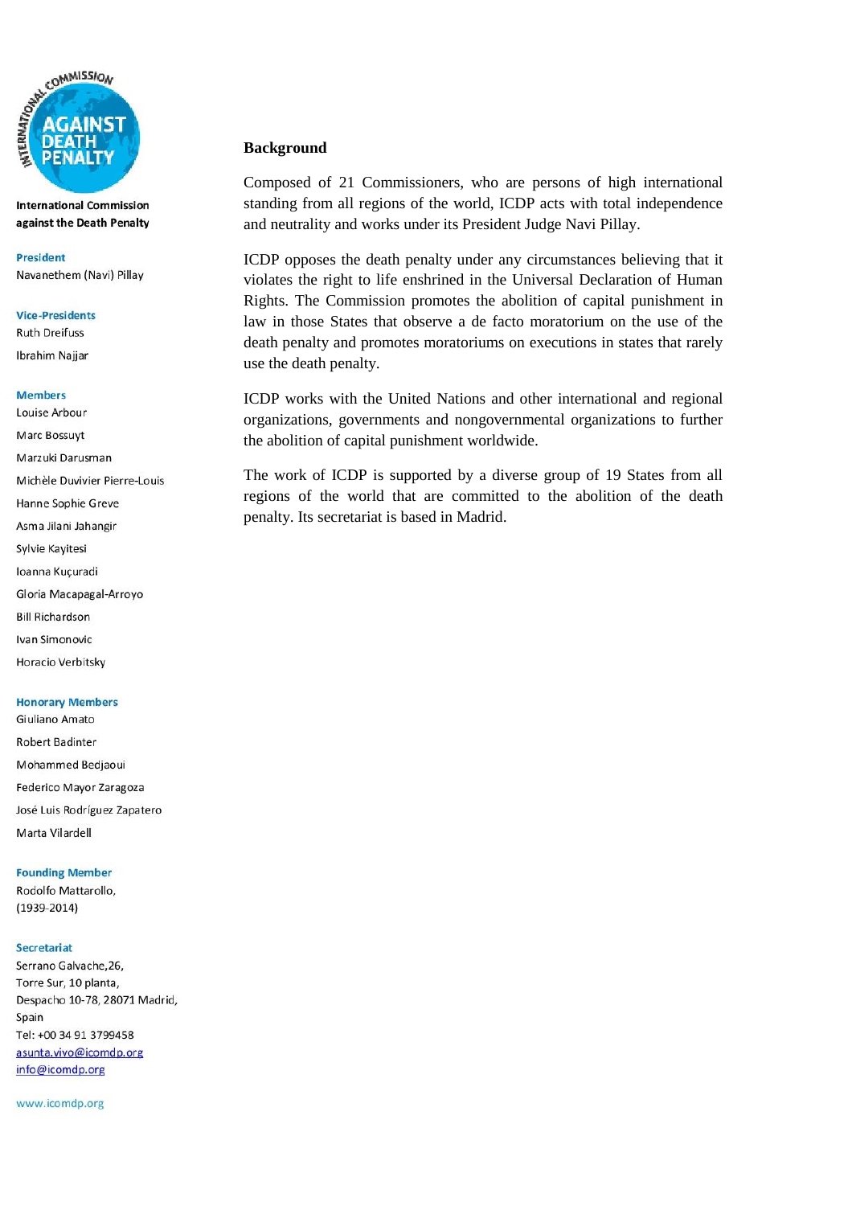International Commission against the Death Penalty

**President**
Navanethem (Navi) Pillay

**Vice-Presidents**
Ruth Dreifuss
Ibrahim Najjar

**Members**
Louise Arbour
Marc Bossuyt
Marzuki Darusman
Michèle Duvivier Pierre-Louis
Hanne Sophie Greve
Asma Jilani Jahangir
Sylvie Kayitesi
Ioanna Kuçuradi
Gloria Macapagal-Arroyo
Bill Richardson
Ivan Simonovic
Horacio Verbitsky

**Honorary Members**
Giuliano Amato
Robert Badinter
Mohammed Bedjaoui
Federico Mayor Zaragoza
José Luis Rodríguez Zapatero
Marta Vilardell

**Founding Member**
Rodolfo Mattarollo,
(1939-2014)

**Secretariat**
Serrano Galvache,26,
Torre Sur, 10 planta,
Despacho 10-78, 28071 Madrid,
Spain
Tel: +00 34 91 3799458
asunta.vivo@icomdp.org
info@icomdp.org

www.icomdp.org

## Background

Composed of 21 Commissioners, who are persons of high international standing from all regions of the world, ICDP acts with total independence and neutrality and works under its President Judge Navi Pillay.

ICDP opposes the death penalty under any circumstances believing that it violates the right to life enshrined in the Universal Declaration of Human Rights. The Commission promotes the abolition of capital punishment in law in those States that observe a de facto moratorium on the use of the death penalty and promotes moratoriums on executions in states that rarely use the death penalty.

ICDP works with the United Nations and other international and regional organizations, governments and nongovernmental organizations to further the abolition of capital punishment worldwide.

The work of ICDP is supported by a diverse group of 19 States from all regions of the world that are committed to the abolition of the death penalty. Its secretariat is based in Madrid.